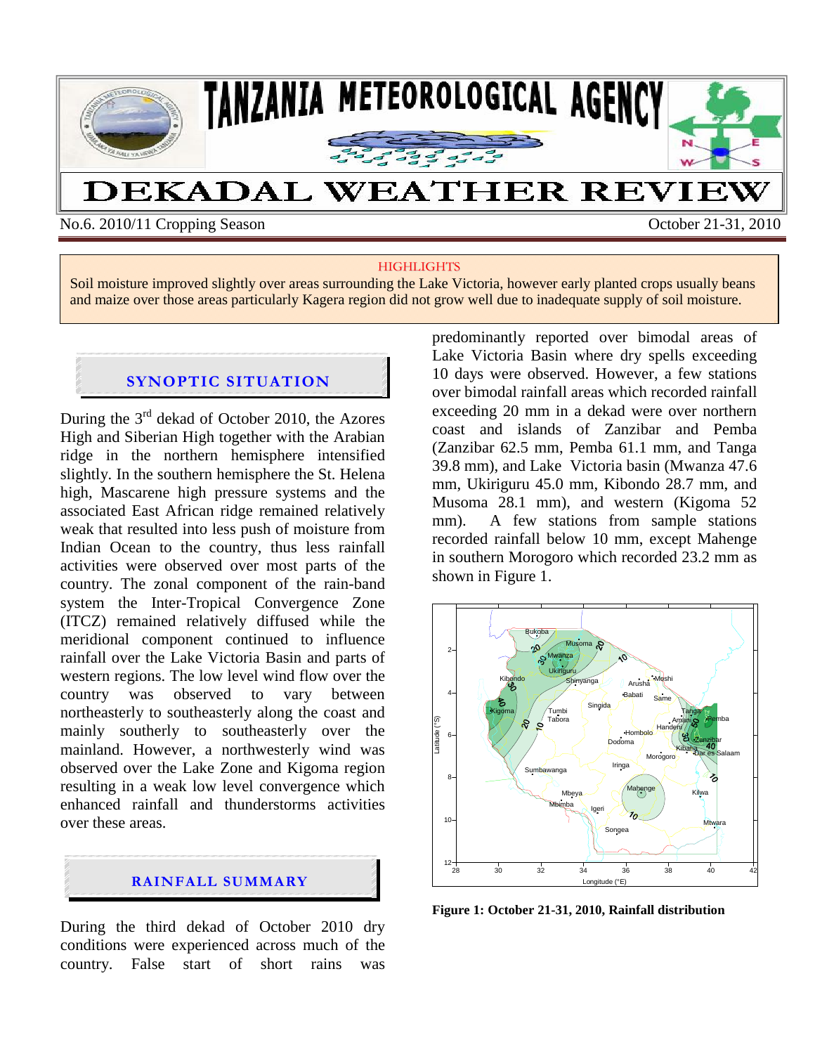# TANZANIA METEOROLOGICAL AGENCY

# DEKADAL WEATHER REVIEW

No.6. 2010/11 Cropping Season — October 21-31, 2010

**HIGHLIGHTS**

Soil moisture improved slightly over areas surrounding the Lake Victoria, however early planted crops usually beans and maize over those areas particularly Kagera region did not grow well due to inadequate supply of soil moisture.

## SYNOPTIC SITUATION

During the 3rd dekad of October 2010, the Azores High and Siberian High together with the Arabian ridge in the northern hemisphere intensified slightly. In the southern hemisphere the St. Helena high, Mascarene high pressure systems and the associated East African ridge remained relatively weak that resulted into less push of moisture from Indian Ocean to the country, thus less rainfall activities were observed over most parts of the country. The zonal component of the rain-band system the Inter-Tropical Convergence Zone (ITCZ) remained relatively diffused while the meridional component continued to influence rainfall over the Lake Victoria Basin and parts of western regions. The low level wind flow over the country was observed to vary between northeasterly to southeasterly along the coast and mainly southerly to southeasterly over the mainland. However, a northwesterly wind was observed over the Lake Zone and Kigoma region resulting in a weak low level convergence which enhanced rainfall and thunderstorms activities over these areas.

## RAINFALL SUMMARY

During the third dekad of October 2010 dry conditions were experienced across much of the country. False start of short rains was predominantly reported over bimodal areas of Lake Victoria Basin where dry spells exceeding 10 days were observed. However, a few stations over bimodal rainfall areas which recorded rainfall exceeding 20 mm in a dekad were over northern coast and islands of Zanzibar and Pemba (Zanzibar 62.5 mm, Pemba 61.1 mm, and Tanga 39.8 mm), and Lake Victoria basin (Mwanza 47.6 mm, Ukiriguru 45.0 mm, Kibondo 28.7 mm, and Musoma 28.1 mm), and western (Kigoma 52 mm). A few stations from sample stations recorded rainfall below 10 mm, except Mahenge in southern Morogoro which recorded 23.2 mm as shown in Figure 1.

**Figure 1: October 21-31, 2010, Rainfall distribution**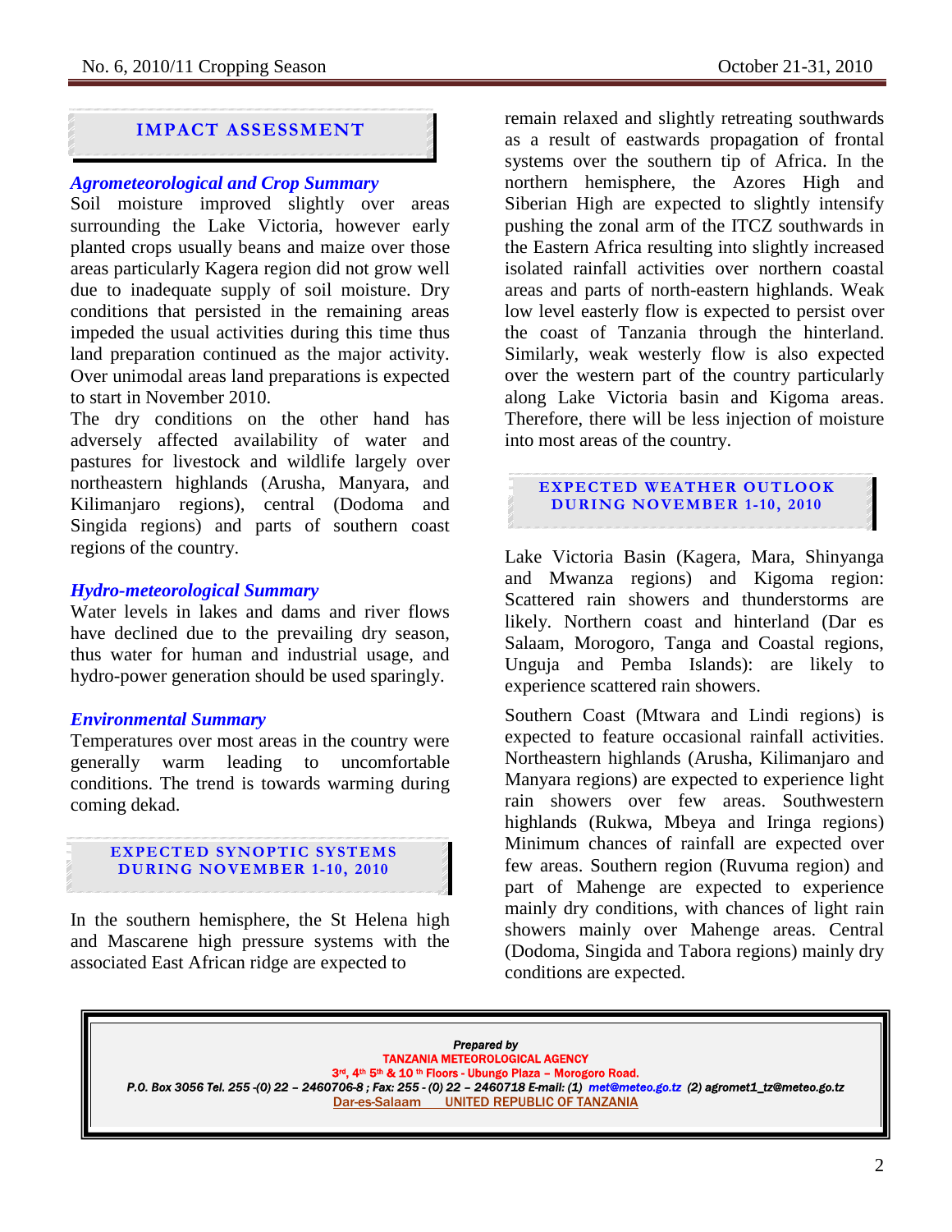## IMPACT ASSESSMENT

### *Agrometeorological and Crop Summary*

Soil moisture improved slightly over areas surrounding the Lake Victoria, however early planted crops usually beans and maize over those areas particularly Kagera region did not grow well due to inadequate supply of soil moisture. Dry conditions that persisted in the remaining areas impeded the usual activities during this time thus land preparation continued as the major activity. Over unimodal areas land preparations is expected to start in November 2010.

The dry conditions on the other hand has adversely affected availability of water and pastures for livestock and wildlife largely over northeastern highlands (Arusha, Manyara, and Kilimanjaro regions), central (Dodoma and Singida regions) and parts of southern coast regions of the country.

### *Hydro-meteorological Summary*

Water levels in lakes and dams and river flows have declined due to the prevailing dry season, thus water for human and industrial usage, and hydro-power generation should be used sparingly.

### *Environmental Summary*

Temperatures over most areas in the country were generally warm leading to uncomfortable conditions. The trend is towards warming during coming dekad.

## EXPECTED SYNOPTIC SYSTEMS DURING NOVEMBER 1-10, 2010

In the southern hemisphere, the St Helena high and Mascarene high pressure systems with the associated East African ridge are expected to remain relaxed and slightly retreating southwards as a result of eastwards propagation of frontal systems over the southern tip of Africa. In the northern hemisphere, the Azores High and Siberian High are expected to slightly intensify pushing the zonal arm of the ITCZ southwards in the Eastern Africa resulting into slightly increased isolated rainfall activities over northern coastal areas and parts of north-eastern highlands. Weak low level easterly flow is expected to persist over the coast of Tanzania through the hinterland. Similarly, weak westerly flow is also expected over the western part of the country particularly along Lake Victoria basin and Kigoma areas. Therefore, there will be less injection of moisture into most areas of the country.

## EXPECTED WEATHER OUTLOOK DURING NOVEMBER 1-10, 2010

Lake Victoria Basin (Kagera, Mara, Shinyanga and Mwanza regions) and Kigoma region: Scattered rain showers and thunderstorms are likely. Northern coast and hinterland (Dar es Salaam, Morogoro, Tanga and Coastal regions, Unguja and Pemba Islands): are likely to experience scattered rain showers.

Southern Coast (Mtwara and Lindi regions) is expected to feature occasional rainfall activities. Northeastern highlands (Arusha, Kilimanjaro and Manyara regions) are expected to experience light rain showers over few areas. Southwestern highlands (Rukwa, Mbeya and Iringa regions) Minimum chances of rainfall are expected over few areas. Southern region (Ruvuma region) and part of Mahenge are expected to experience mainly dry conditions, with chances of light rain showers mainly over Mahenge areas. Central (Dodoma, Singida and Tabora regions) mainly dry conditions are expected.

*Prepared by*
**TANZANIA METEOROLOGICAL AGENCY**
3rd, 4th 5th & 10th Floors - Ubungo Plaza – Morogoro Road.
*P.O. Box 3056 Tel. 255 -(0) 22 – 2460706-8 ; Fax: 255 - (0) 22 – 2460718 E-mail: (1) met@meteo.go.tz (2) agromet1_tz@meteo.go.tz*
Dar-es-Salaam UNITED REPUBLIC OF TANZANIA